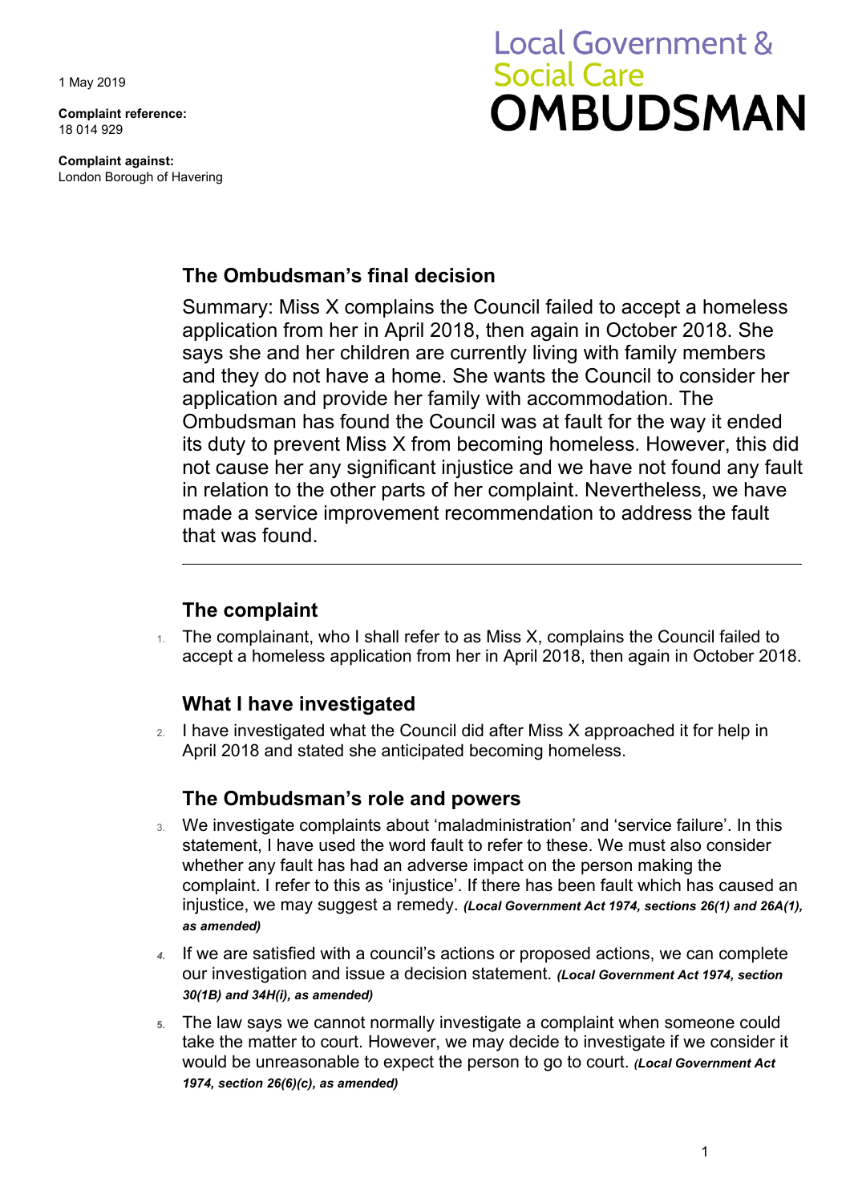1 May 2019

**Complaint reference:**
18 014 929

**Complaint against:**
London Borough of Havering

Local Government & Social Care **OMBUDSMAN**

## The Ombudsman's final decision

Summary: Miss X complains the Council failed to accept a homeless application from her in April 2018, then again in October 2018. She says she and her children are currently living with family members and they do not have a home. She wants the Council to consider her application and provide her family with accommodation. The Ombudsman has found the Council was at fault for the way it ended its duty to prevent Miss X from becoming homeless. However, this did not cause her any significant injustice and we have not found any fault in relation to the other parts of her complaint. Nevertheless, we have made a service improvement recommendation to address the fault that was found.

---

## The complaint

1. The complainant, who I shall refer to as Miss X, complains the Council failed to accept a homeless application from her in April 2018, then again in October 2018.

## What I have investigated

2. I have investigated what the Council did after Miss X approached it for help in April 2018 and stated she anticipated becoming homeless.

## The Ombudsman's role and powers

3. We investigate complaints about 'maladministration' and 'service failure'. In this statement, I have used the word fault to refer to these. We must also consider whether any fault has had an adverse impact on the person making the complaint. I refer to this as 'injustice'. If there has been fault which has caused an injustice, we may suggest a remedy. ***(Local Government Act 1974, sections 26(1) and 26A(1), as amended)***

4. If we are satisfied with a council's actions or proposed actions, we can complete our investigation and issue a decision statement. ***(Local Government Act 1974, section 30(1B) and 34H(i), as amended)***

5. The law says we cannot normally investigate a complaint when someone could take the matter to court. However, we may decide to investigate if we consider it would be unreasonable to expect the person to go to court. ***(Local Government Act 1974, section 26(6)(c), as amended)***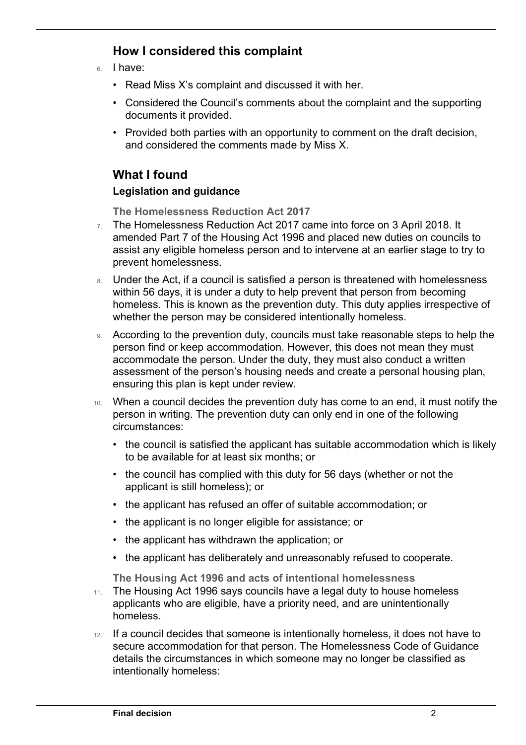## How I considered this complaint

6. I have:
   - Read Miss X's complaint and discussed it with her.
   - Considered the Council's comments about the complaint and the supporting documents it provided.
   - Provided both parties with an opportunity to comment on the draft decision, and considered the comments made by Miss X.

## What I found

### Legislation and guidance

#### The Homelessness Reduction Act 2017

7. The Homelessness Reduction Act 2017 came into force on 3 April 2018. It amended Part 7 of the Housing Act 1996 and placed new duties on councils to assist any eligible homeless person and to intervene at an earlier stage to try to prevent homelessness.

8. Under the Act, if a council is satisfied a person is threatened with homelessness within 56 days, it is under a duty to help prevent that person from becoming homeless. This is known as the prevention duty. This duty applies irrespective of whether the person may be considered intentionally homeless.

9. According to the prevention duty, councils must take reasonable steps to help the person find or keep accommodation. However, this does not mean they must accommodate the person. Under the duty, they must also conduct a written assessment of the person's housing needs and create a personal housing plan, ensuring this plan is kept under review.

10. When a council decides the prevention duty has come to an end, it must notify the person in writing. The prevention duty can only end in one of the following circumstances:
    - the council is satisfied the applicant has suitable accommodation which is likely to be available for at least six months; or
    - the council has complied with this duty for 56 days (whether or not the applicant is still homeless); or
    - the applicant has refused an offer of suitable accommodation; or
    - the applicant is no longer eligible for assistance; or
    - the applicant has withdrawn the application; or
    - the applicant has deliberately and unreasonably refused to cooperate.

#### The Housing Act 1996 and acts of intentional homelessness

11. The Housing Act 1996 says councils have a legal duty to house homeless applicants who are eligible, have a priority need, and are unintentionally homeless.

12. If a council decides that someone is intentionally homeless, it does not have to secure accommodation for that person. The Homelessness Code of Guidance details the circumstances in which someone may no longer be classified as intentionally homeless: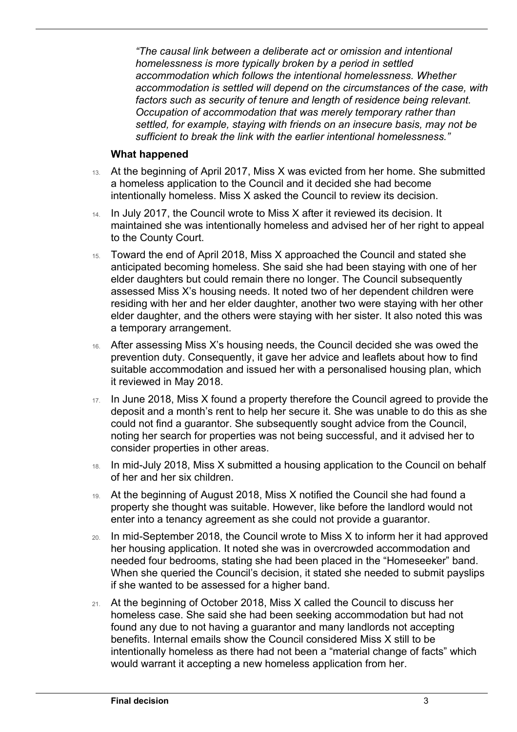*"The causal link between a deliberate act or omission and intentional homelessness is more typically broken by a period in settled accommodation which follows the intentional homelessness. Whether accommodation is settled will depend on the circumstances of the case, with factors such as security of tenure and length of residence being relevant. Occupation of accommodation that was merely temporary rather than settled, for example, staying with friends on an insecure basis, may not be sufficient to break the link with the earlier intentional homelessness."*

### What happened

13. At the beginning of April 2017, Miss X was evicted from her home. She submitted a homeless application to the Council and it decided she had become intentionally homeless. Miss X asked the Council to review its decision.

14. In July 2017, the Council wrote to Miss X after it reviewed its decision. It maintained she was intentionally homeless and advised her of her right to appeal to the County Court.

15. Toward the end of April 2018, Miss X approached the Council and stated she anticipated becoming homeless. She said she had been staying with one of her elder daughters but could remain there no longer. The Council subsequently assessed Miss X's housing needs. It noted two of her dependent children were residing with her and her elder daughter, another two were staying with her other elder daughter, and the others were staying with her sister. It also noted this was a temporary arrangement.

16. After assessing Miss X's housing needs, the Council decided she was owed the prevention duty. Consequently, it gave her advice and leaflets about how to find suitable accommodation and issued her with a personalised housing plan, which it reviewed in May 2018.

17. In June 2018, Miss X found a property therefore the Council agreed to provide the deposit and a month's rent to help her secure it. She was unable to do this as she could not find a guarantor. She subsequently sought advice from the Council, noting her search for properties was not being successful, and it advised her to consider properties in other areas.

18. In mid-July 2018, Miss X submitted a housing application to the Council on behalf of her and her six children.

19. At the beginning of August 2018, Miss X notified the Council she had found a property she thought was suitable. However, like before the landlord would not enter into a tenancy agreement as she could not provide a guarantor.

20. In mid-September 2018, the Council wrote to Miss X to inform her it had approved her housing application. It noted she was in overcrowded accommodation and needed four bedrooms, stating she had been placed in the "Homeseeker" band. When she queried the Council's decision, it stated she needed to submit payslips if she wanted to be assessed for a higher band.

21. At the beginning of October 2018, Miss X called the Council to discuss her homeless case. She said she had been seeking accommodation but had not found any due to not having a guarantor and many landlords not accepting benefits. Internal emails show the Council considered Miss X still to be intentionally homeless as there had not been a "material change of facts" which would warrant it accepting a new homeless application from her.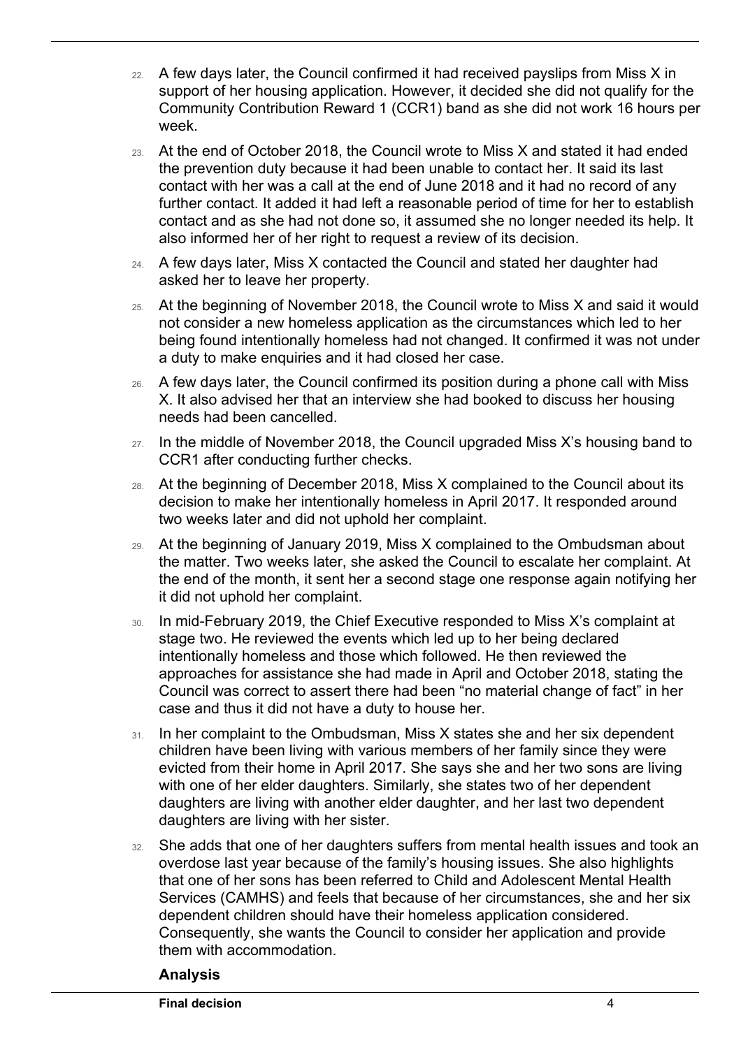22. A few days later, the Council confirmed it had received payslips from Miss X in support of her housing application. However, it decided she did not qualify for the Community Contribution Reward 1 (CCR1) band as she did not work 16 hours per week.

23. At the end of October 2018, the Council wrote to Miss X and stated it had ended the prevention duty because it had been unable to contact her. It said its last contact with her was a call at the end of June 2018 and it had no record of any further contact. It added it had left a reasonable period of time for her to establish contact and as she had not done so, it assumed she no longer needed its help. It also informed her of her right to request a review of its decision.

24. A few days later, Miss X contacted the Council and stated her daughter had asked her to leave her property.

25. At the beginning of November 2018, the Council wrote to Miss X and said it would not consider a new homeless application as the circumstances which led to her being found intentionally homeless had not changed. It confirmed it was not under a duty to make enquiries and it had closed her case.

26. A few days later, the Council confirmed its position during a phone call with Miss X. It also advised her that an interview she had booked to discuss her housing needs had been cancelled.

27. In the middle of November 2018, the Council upgraded Miss X's housing band to CCR1 after conducting further checks.

28. At the beginning of December 2018, Miss X complained to the Council about its decision to make her intentionally homeless in April 2017. It responded around two weeks later and did not uphold her complaint.

29. At the beginning of January 2019, Miss X complained to the Ombudsman about the matter. Two weeks later, she asked the Council to escalate her complaint. At the end of the month, it sent her a second stage one response again notifying her it did not uphold her complaint.

30. In mid-February 2019, the Chief Executive responded to Miss X's complaint at stage two. He reviewed the events which led up to her being declared intentionally homeless and those which followed. He then reviewed the approaches for assistance she had made in April and October 2018, stating the Council was correct to assert there had been "no material change of fact" in her case and thus it did not have a duty to house her.

31. In her complaint to the Ombudsman, Miss X states she and her six dependent children have been living with various members of her family since they were evicted from their home in April 2017. She says she and her two sons are living with one of her elder daughters. Similarly, she states two of her dependent daughters are living with another elder daughter, and her last two dependent daughters are living with her sister.

32. She adds that one of her daughters suffers from mental health issues and took an overdose last year because of the family's housing issues. She also highlights that one of her sons has been referred to Child and Adolescent Mental Health Services (CAMHS) and feels that because of her circumstances, she and her six dependent children should have their homeless application considered. Consequently, she wants the Council to consider her application and provide them with accommodation.

### Analysis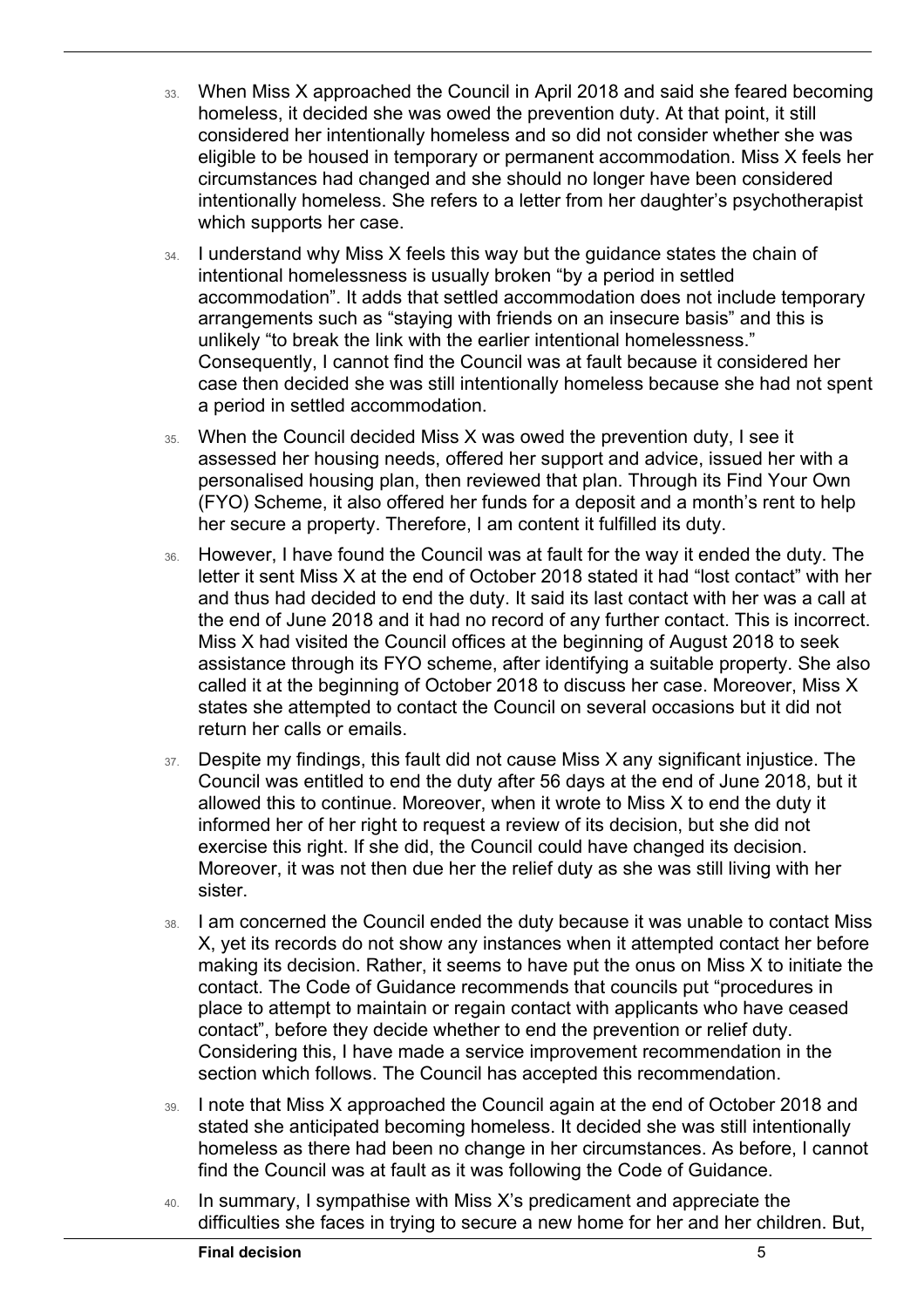33. When Miss X approached the Council in April 2018 and said she feared becoming homeless, it decided she was owed the prevention duty. At that point, it still considered her intentionally homeless and so did not consider whether she was eligible to be housed in temporary or permanent accommodation. Miss X feels her circumstances had changed and she should no longer have been considered intentionally homeless. She refers to a letter from her daughter's psychotherapist which supports her case.

34. I understand why Miss X feels this way but the guidance states the chain of intentional homelessness is usually broken "by a period in settled accommodation". It adds that settled accommodation does not include temporary arrangements such as "staying with friends on an insecure basis" and this is unlikely "to break the link with the earlier intentional homelessness." Consequently, I cannot find the Council was at fault because it considered her case then decided she was still intentionally homeless because she had not spent a period in settled accommodation.

35. When the Council decided Miss X was owed the prevention duty, I see it assessed her housing needs, offered her support and advice, issued her with a personalised housing plan, then reviewed that plan. Through its Find Your Own (FYO) Scheme, it also offered her funds for a deposit and a month's rent to help her secure a property. Therefore, I am content it fulfilled its duty.

36. However, I have found the Council was at fault for the way it ended the duty. The letter it sent Miss X at the end of October 2018 stated it had "lost contact" with her and thus had decided to end the duty. It said its last contact with her was a call at the end of June 2018 and it had no record of any further contact. This is incorrect. Miss X had visited the Council offices at the beginning of August 2018 to seek assistance through its FYO scheme, after identifying a suitable property. She also called it at the beginning of October 2018 to discuss her case. Moreover, Miss X states she attempted to contact the Council on several occasions but it did not return her calls or emails.

37. Despite my findings, this fault did not cause Miss X any significant injustice. The Council was entitled to end the duty after 56 days at the end of June 2018, but it allowed this to continue. Moreover, when it wrote to Miss X to end the duty it informed her of her right to request a review of its decision, but she did not exercise this right. If she did, the Council could have changed its decision. Moreover, it was not then due her the relief duty as she was still living with her sister.

38. I am concerned the Council ended the duty because it was unable to contact Miss X, yet its records do not show any instances when it attempted contact her before making its decision. Rather, it seems to have put the onus on Miss X to initiate the contact. The Code of Guidance recommends that councils put "procedures in place to attempt to maintain or regain contact with applicants who have ceased contact", before they decide whether to end the prevention or relief duty. Considering this, I have made a service improvement recommendation in the section which follows. The Council has accepted this recommendation.

39. I note that Miss X approached the Council again at the end of October 2018 and stated she anticipated becoming homeless. It decided she was still intentionally homeless as there had been no change in her circumstances. As before, I cannot find the Council was at fault as it was following the Code of Guidance.

40. In summary, I sympathise with Miss X's predicament and appreciate the difficulties she faces in trying to secure a new home for her and her children. But,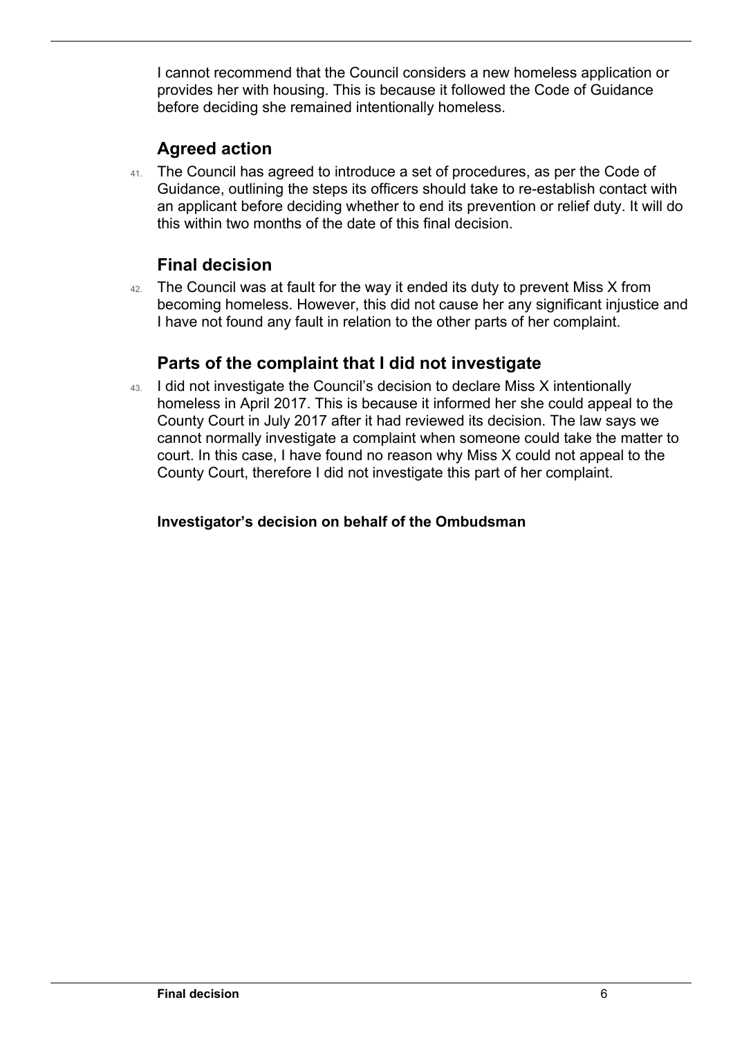I cannot recommend that the Council considers a new homeless application or provides her with housing. This is because it followed the Code of Guidance before deciding she remained intentionally homeless.

## Agreed action

41. The Council has agreed to introduce a set of procedures, as per the Code of Guidance, outlining the steps its officers should take to re-establish contact with an applicant before deciding whether to end its prevention or relief duty. It will do this within two months of the date of this final decision.

## Final decision

42. The Council was at fault for the way it ended its duty to prevent Miss X from becoming homeless. However, this did not cause her any significant injustice and I have not found any fault in relation to the other parts of her complaint.

## Parts of the complaint that I did not investigate

43. I did not investigate the Council's decision to declare Miss X intentionally homeless in April 2017. This is because it informed her she could appeal to the County Court in July 2017 after it had reviewed its decision. The law says we cannot normally investigate a complaint when someone could take the matter to court. In this case, I have found no reason why Miss X could not appeal to the County Court, therefore I did not investigate this part of her complaint.

**Investigator's decision on behalf of the Ombudsman**